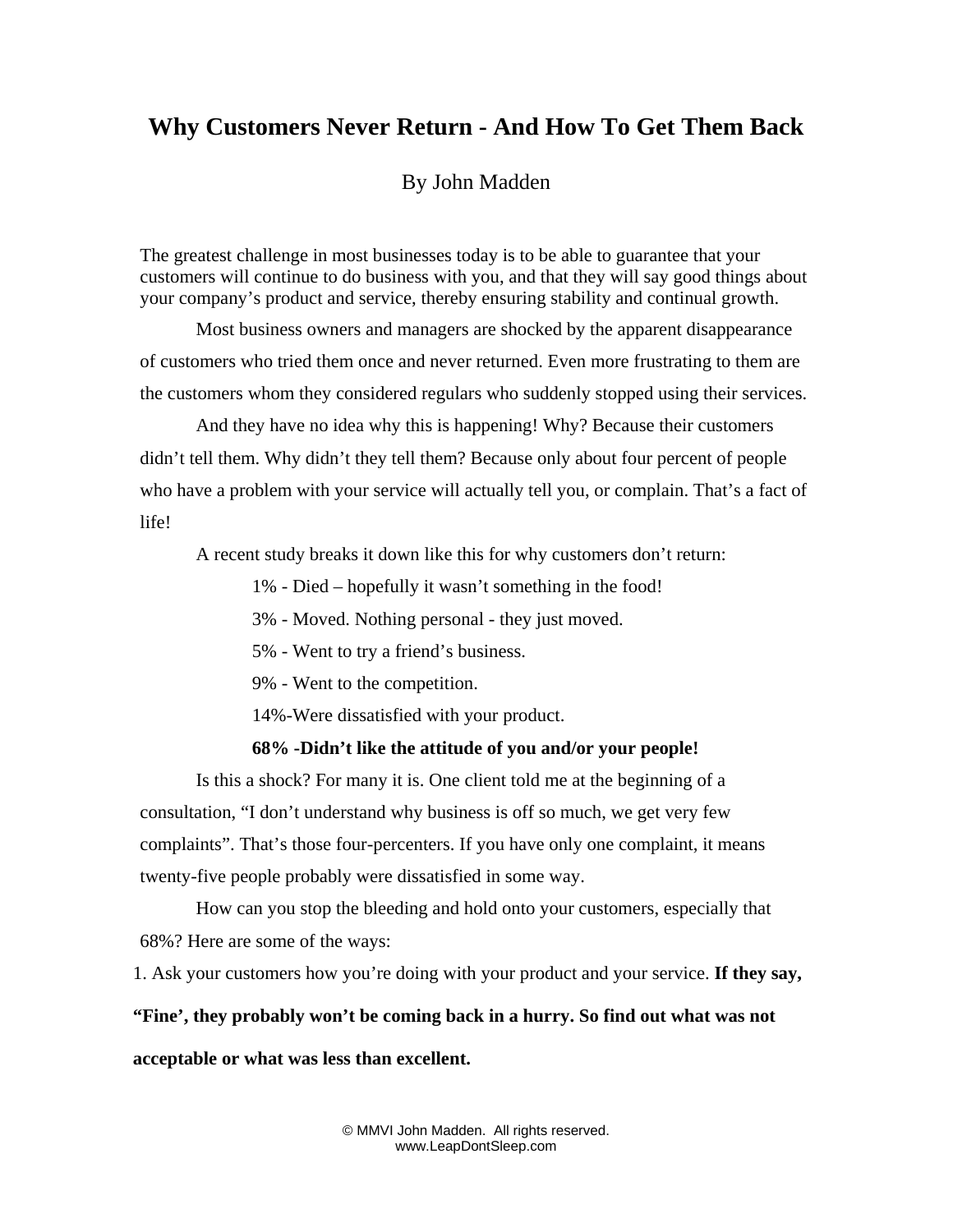# Why Customers Never Return - And How To Get Them Back

By John Madden

The greatest challenge in most businesses today is to be able to guarantee that your customers will continue to do business with you, and that they will say good things about your company's product and service, thereby ensuring stability and continual growth.

Most business owners and managers are shocked by the apparent disappearance of customers who tried them once and never returned. Even more frustrating to them are the customers whom they considered regulars who suddenly stopped using their services.

And they have no idea why this is happening! Why? Because their customers didn't tell them. Why didn't they tell them? Because only about four percent of people who have a problem with your service will actually tell you, or complain. That's a fact of life!

A recent study breaks it down like this for why customers don't return:

1% - Died – hopefully it wasn't something in the food!

3% - Moved. Nothing personal - they just moved.

5% - Went to try a friend's business.

9% - Went to the competition.

14%-Were dissatisfied with your product.

**68% -Didn't like the attitude of you and/or your people!**

Is this a shock? For many it is. One client told me at the beginning of a consultation, "I don't understand why business is off so much, we get very few complaints". That's those four-percenters. If you have only one complaint, it means twenty-five people probably were dissatisfied in some way.

How can you stop the bleeding and hold onto your customers, especially that 68%? Here are some of the ways:

1. Ask your customers how you're doing with your product and your service. **If they say, "Fine', they probably won't be coming back in a hurry. So find out what was not acceptable or what was less than excellent.**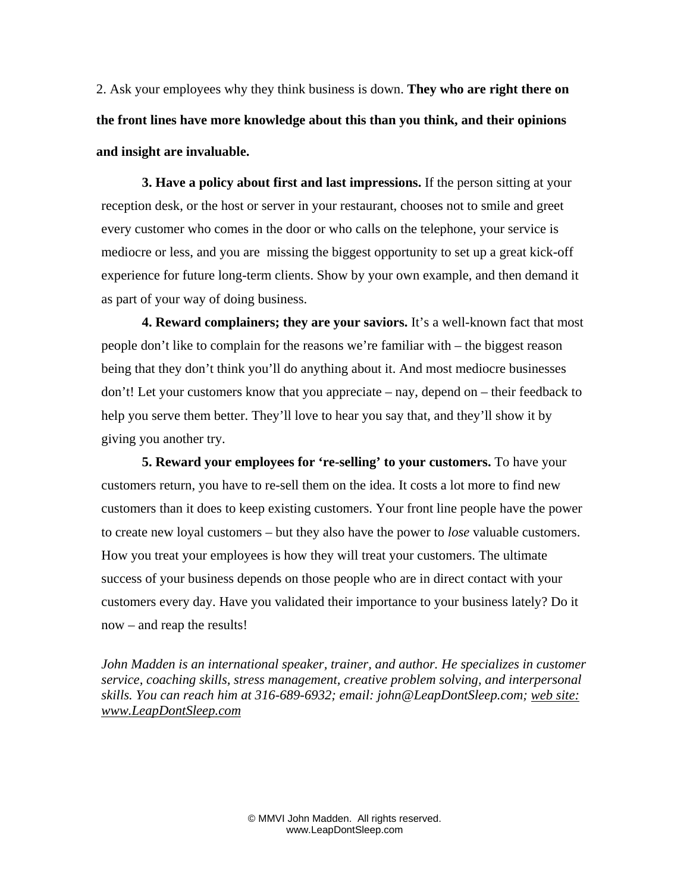2. Ask your employees why they think business is down. **They who are right there on the front lines have more knowledge about this than you think, and their opinions and insight are invaluable.**

**3. Have a policy about first and last impressions.** If the person sitting at your reception desk, or the host or server in your restaurant, chooses not to smile and greet every customer who comes in the door or who calls on the telephone, your service is mediocre or less, and you are missing the biggest opportunity to set up a great kick-off experience for future long-term clients. Show by your own example, and then demand it as part of your way of doing business.

**4. Reward complainers; they are your saviors.** It's a well-known fact that most people don't like to complain for the reasons we're familiar with – the biggest reason being that they don't think you'll do anything about it. And most mediocre businesses don't! Let your customers know that you appreciate – nay, depend on – their feedback to help you serve them better. They'll love to hear you say that, and they'll show it by giving you another try.

**5. Reward your employees for 're-selling' to your customers.** To have your customers return, you have to re-sell them on the idea. It costs a lot more to find new customers than it does to keep existing customers. Your front line people have the power to create new loyal customers – but they also have the power to *lose* valuable customers. How you treat your employees is how they will treat your customers. The ultimate success of your business depends on those people who are in direct contact with your customers every day. Have you validated their importance to your business lately? Do it now – and reap the results!

*John Madden is an international speaker, trainer, and author. He specializes in customer service, coaching skills, stress management, creative problem solving, and interpersonal skills. You can reach him at 316-689-6932; email: john@LeapDontSleep.com; web site: www.LeapDontSleep.com*